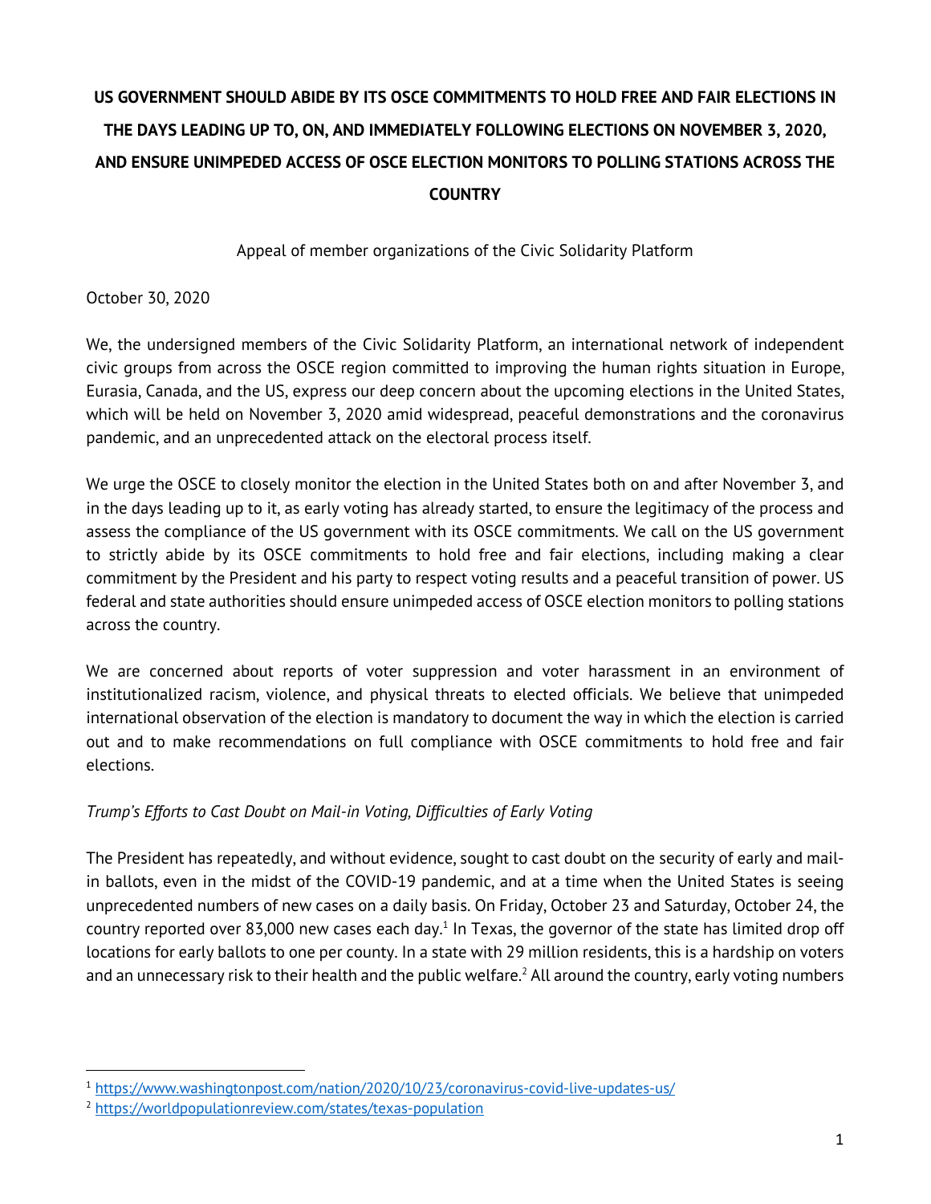# US GOVERNMENT SHOULD ABIDE BY ITS OSCE COMMITMENTS TO HOLD FREE AND FAIR ELECTIONS IN THE DAYS LEADING UP TO, ON, AND IMMEDIATELY FOLLOWING ELECTIONS ON NOVEMBER 3, 2020, AND ENSURE UNIMPEDED ACCESS OF OSCE ELECTION MONITORS TO POLLING STATIONS ACROSS THE COUNTRY

Appeal of member organizations of the Civic Solidarity Platform

October 30, 2020

We, the undersigned members of the Civic Solidarity Platform, an international network of independent civic groups from across the OSCE region committed to improving the human rights situation in Europe, Eurasia, Canada, and the US, express our deep concern about the upcoming elections in the United States, which will be held on November 3, 2020 amid widespread, peaceful demonstrations and the coronavirus pandemic, and an unprecedented attack on the electoral process itself.

We urge the OSCE to closely monitor the election in the United States both on and after November 3, and in the days leading up to it, as early voting has already started, to ensure the legitimacy of the process and assess the compliance of the US government with its OSCE commitments. We call on the US government to strictly abide by its OSCE commitments to hold free and fair elections, including making a clear commitment by the President and his party to respect voting results and a peaceful transition of power. US federal and state authorities should ensure unimpeded access of OSCE election monitors to polling stations across the country.

We are concerned about reports of voter suppression and voter harassment in an environment of institutionalized racism, violence, and physical threats to elected officials. We believe that unimpeded international observation of the election is mandatory to document the way in which the election is carried out and to make recommendations on full compliance with OSCE commitments to hold free and fair elections.

*Trump's Efforts to Cast Doubt on Mail-in Voting, Difficulties of Early Voting*

The President has repeatedly, and without evidence, sought to cast doubt on the security of early and mail-in ballots, even in the midst of the COVID-19 pandemic, and at a time when the United States is seeing unprecedented numbers of new cases on a daily basis. On Friday, October 23 and Saturday, October 24, the country reported over 83,000 new cases each day.[1] In Texas, the governor of the state has limited drop off locations for early ballots to one per county. In a state with 29 million residents, this is a hardship on voters and an unnecessary risk to their health and the public welfare.[2] All around the country, early voting numbers

---

[1] https://www.washingtonpost.com/nation/2020/10/23/coronavirus-covid-live-updates-us/

[2] https://worldpopulationreview.com/states/texas-population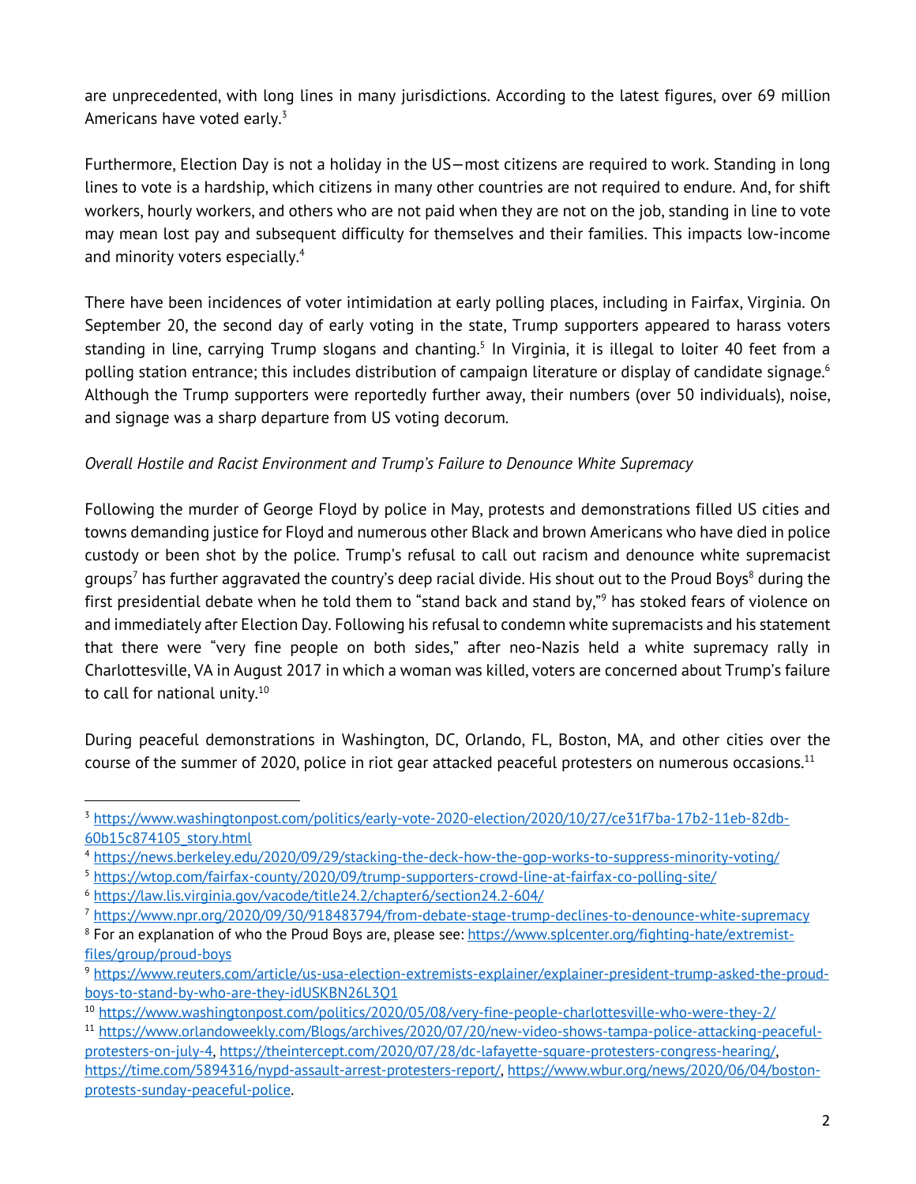are unprecedented, with long lines in many jurisdictions. According to the latest figures, over 69 million Americans have voted early.[3]

Furthermore, Election Day is not a holiday in the US—most citizens are required to work. Standing in long lines to vote is a hardship, which citizens in many other countries are not required to endure. And, for shift workers, hourly workers, and others who are not paid when they are not on the job, standing in line to vote may mean lost pay and subsequent difficulty for themselves and their families. This impacts low-income and minority voters especially.[4]

There have been incidences of voter intimidation at early polling places, including in Fairfax, Virginia. On September 20, the second day of early voting in the state, Trump supporters appeared to harass voters standing in line, carrying Trump slogans and chanting.[5] In Virginia, it is illegal to loiter 40 feet from a polling station entrance; this includes distribution of campaign literature or display of candidate signage.[6] Although the Trump supporters were reportedly further away, their numbers (over 50 individuals), noise, and signage was a sharp departure from US voting decorum.

*Overall Hostile and Racist Environment and Trump's Failure to Denounce White Supremacy*

Following the murder of George Floyd by police in May, protests and demonstrations filled US cities and towns demanding justice for Floyd and numerous other Black and brown Americans who have died in police custody or been shot by the police. Trump's refusal to call out racism and denounce white supremacist groups[7] has further aggravated the country's deep racial divide. His shout out to the Proud Boys[8] during the first presidential debate when he told them to "stand back and stand by,"[9] has stoked fears of violence on and immediately after Election Day. Following his refusal to condemn white supremacists and his statement that there were "very fine people on both sides," after neo-Nazis held a white supremacy rally in Charlottesville, VA in August 2017 in which a woman was killed, voters are concerned about Trump's failure to call for national unity.[10]

During peaceful demonstrations in Washington, DC, Orlando, FL, Boston, MA, and other cities over the course of the summer of 2020, police in riot gear attacked peaceful protesters on numerous occasions.[11]

---

[3] https://www.washingtonpost.com/politics/early-vote-2020-election/2020/10/27/ce31f7ba-17b2-11eb-82db-60b15c874105_story.html

[4] https://news.berkeley.edu/2020/09/29/stacking-the-deck-how-the-gop-works-to-suppress-minority-voting/

[5] https://wtop.com/fairfax-county/2020/09/trump-supporters-crowd-line-at-fairfax-co-polling-site/

[6] https://law.lis.virginia.gov/vacode/title24.2/chapter6/section24.2-604/

[7] https://www.npr.org/2020/09/30/918483794/from-debate-stage-trump-declines-to-denounce-white-supremacy

[8] For an explanation of who the Proud Boys are, please see: https://www.splcenter.org/fighting-hate/extremist-files/group/proud-boys

[9] https://www.reuters.com/article/us-usa-election-extremists-explainer/explainer-president-trump-asked-the-proud-boys-to-stand-by-who-are-they-idUSKBN26L3Q1

[10] https://www.washingtonpost.com/politics/2020/05/08/very-fine-people-charlottesville-who-were-they-2/

[11] https://www.orlandoweekly.com/Blogs/archives/2020/07/20/new-video-shows-tampa-police-attacking-peaceful-protesters-on-july-4, https://theintercept.com/2020/07/28/dc-lafayette-square-protesters-congress-hearing/, https://time.com/5894316/nypd-assault-arrest-protesters-report/, https://www.wbur.org/news/2020/06/04/boston-protests-sunday-peaceful-police.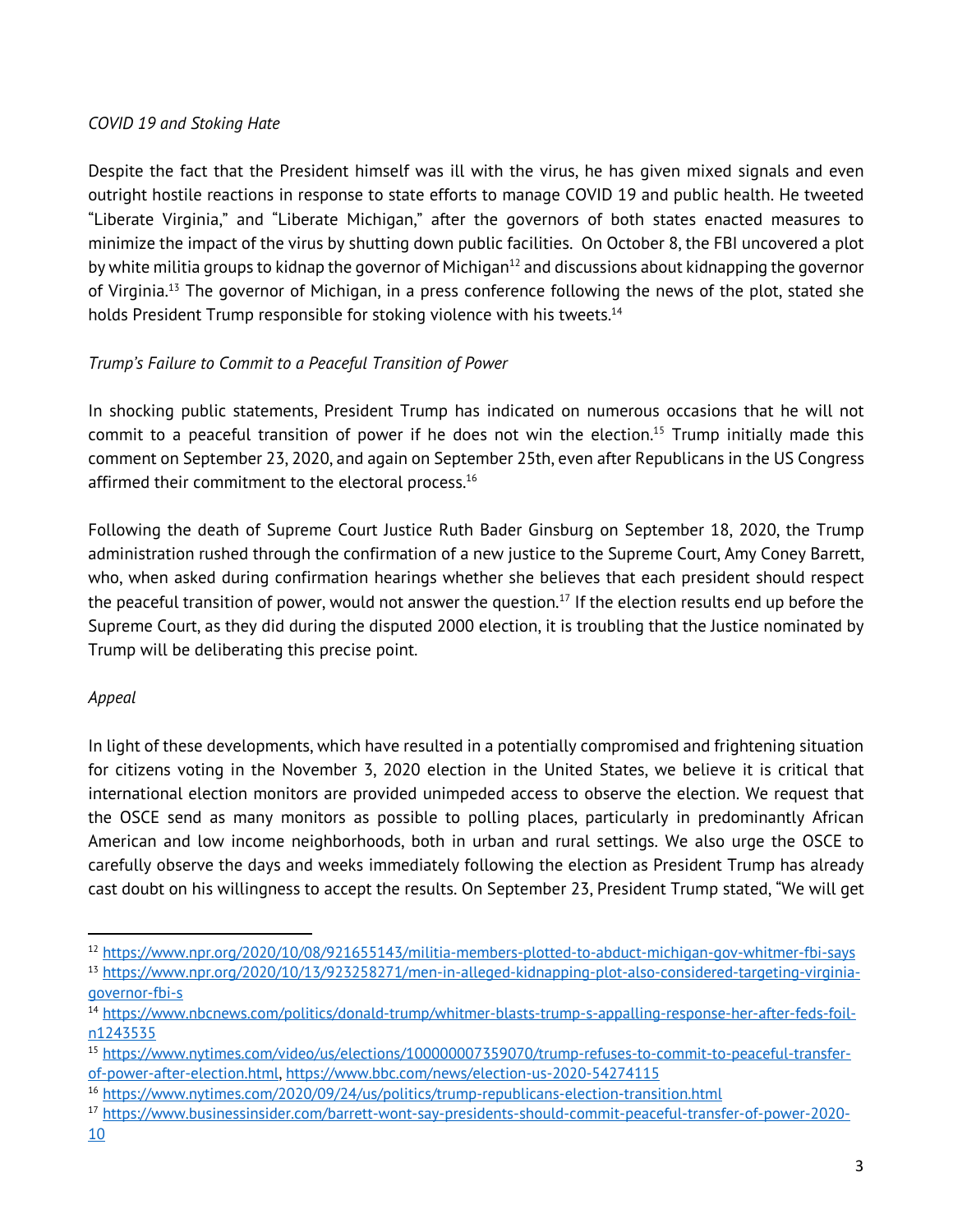*COVID 19 and Stoking Hate*

Despite the fact that the President himself was ill with the virus, he has given mixed signals and even outright hostile reactions in response to state efforts to manage COVID 19 and public health. He tweeted "Liberate Virginia," and "Liberate Michigan," after the governors of both states enacted measures to minimize the impact of the virus by shutting down public facilities. On October 8, the FBI uncovered a plot by white militia groups to kidnap the governor of Michigan[12] and discussions about kidnapping the governor of Virginia.[13] The governor of Michigan, in a press conference following the news of the plot, stated she holds President Trump responsible for stoking violence with his tweets.[14]

*Trump's Failure to Commit to a Peaceful Transition of Power*

In shocking public statements, President Trump has indicated on numerous occasions that he will not commit to a peaceful transition of power if he does not win the election.[15] Trump initially made this comment on September 23, 2020, and again on September 25th, even after Republicans in the US Congress affirmed their commitment to the electoral process.[16]

Following the death of Supreme Court Justice Ruth Bader Ginsburg on September 18, 2020, the Trump administration rushed through the confirmation of a new justice to the Supreme Court, Amy Coney Barrett, who, when asked during confirmation hearings whether she believes that each president should respect the peaceful transition of power, would not answer the question.[17] If the election results end up before the Supreme Court, as they did during the disputed 2000 election, it is troubling that the Justice nominated by Trump will be deliberating this precise point.

*Appeal*

In light of these developments, which have resulted in a potentially compromised and frightening situation for citizens voting in the November 3, 2020 election in the United States, we believe it is critical that international election monitors are provided unimpeded access to observe the election. We request that the OSCE send as many monitors as possible to polling places, particularly in predominantly African American and low income neighborhoods, both in urban and rural settings. We also urge the OSCE to carefully observe the days and weeks immediately following the election as President Trump has already cast doubt on his willingness to accept the results. On September 23, President Trump stated, "We will get

---

[12] https://www.npr.org/2020/10/08/921655143/militia-members-plotted-to-abduct-michigan-gov-whitmer-fbi-says

[13] https://www.npr.org/2020/10/13/923258271/men-in-alleged-kidnapping-plot-also-considered-targeting-virginia-governor-fbi-s

[14] https://www.nbcnews.com/politics/donald-trump/whitmer-blasts-trump-s-appalling-response-her-after-feds-foil-n1243535

[15] https://www.nytimes.com/video/us/elections/100000007359070/trump-refuses-to-commit-to-peaceful-transfer-of-power-after-election.html, https://www.bbc.com/news/election-us-2020-54274115

[16] https://www.nytimes.com/2020/09/24/us/politics/trump-republicans-election-transition.html

[17] https://www.businessinsider.com/barrett-wont-say-presidents-should-commit-peaceful-transfer-of-power-2020-10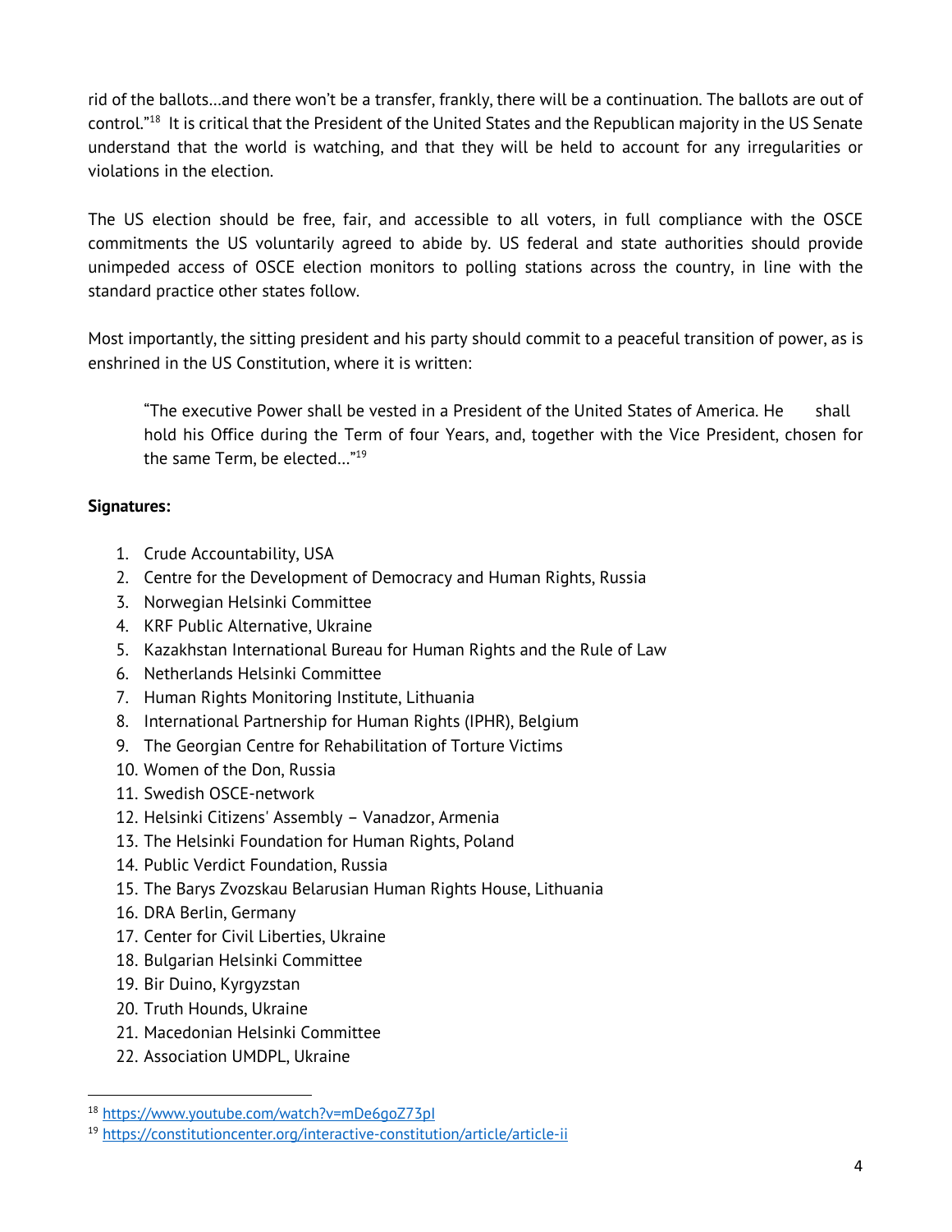rid of the ballots...and there won't be a transfer, frankly, there will be a continuation. The ballots are out of control."[18] It is critical that the President of the United States and the Republican majority in the US Senate understand that the world is watching, and that they will be held to account for any irregularities or violations in the election.

The US election should be free, fair, and accessible to all voters, in full compliance with the OSCE commitments the US voluntarily agreed to abide by. US federal and state authorities should provide unimpeded access of OSCE election monitors to polling stations across the country, in line with the standard practice other states follow.

Most importantly, the sitting president and his party should commit to a peaceful transition of power, as is enshrined in the US Constitution, where it is written:

> "The executive Power shall be vested in a President of the United States of America. He shall hold his Office during the Term of four Years, and, together with the Vice President, chosen for the same Term, be elected..."[19]

**Signatures:**

1. Crude Accountability, USA
2. Centre for the Development of Democracy and Human Rights, Russia
3. Norwegian Helsinki Committee
4. KRF Public Alternative, Ukraine
5. Kazakhstan International Bureau for Human Rights and the Rule of Law
6. Netherlands Helsinki Committee
7. Human Rights Monitoring Institute, Lithuania
8. International Partnership for Human Rights (IPHR), Belgium
9. The Georgian Centre for Rehabilitation of Torture Victims
10. Women of the Don, Russia
11. Swedish OSCE-network
12. Helsinki Citizens' Assembly – Vanadzor, Armenia
13. The Helsinki Foundation for Human Rights, Poland
14. Public Verdict Foundation, Russia
15. The Barys Zvozskau Belarusian Human Rights House, Lithuania
16. DRA Berlin, Germany
17. Center for Civil Liberties, Ukraine
18. Bulgarian Helsinki Committee
19. Bir Duino, Kyrgyzstan
20. Truth Hounds, Ukraine
21. Macedonian Helsinki Committee
22. Association UMDPL, Ukraine

---

[18] https://www.youtube.com/watch?v=mDe6goZ73pI

[19] https://constitutioncenter.org/interactive-constitution/article/article-ii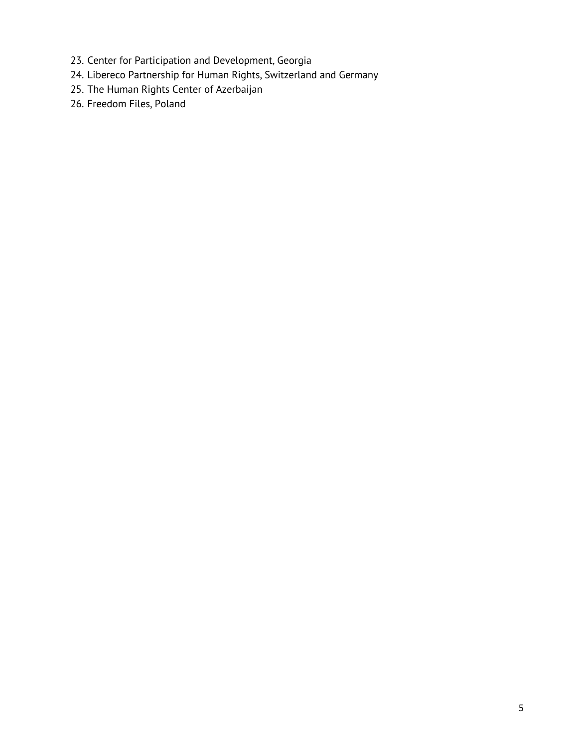23. Center for Participation and Development, Georgia
24. Libereco Partnership for Human Rights, Switzerland and Germany
25. The Human Rights Center of Azerbaijan
26. Freedom Files, Poland